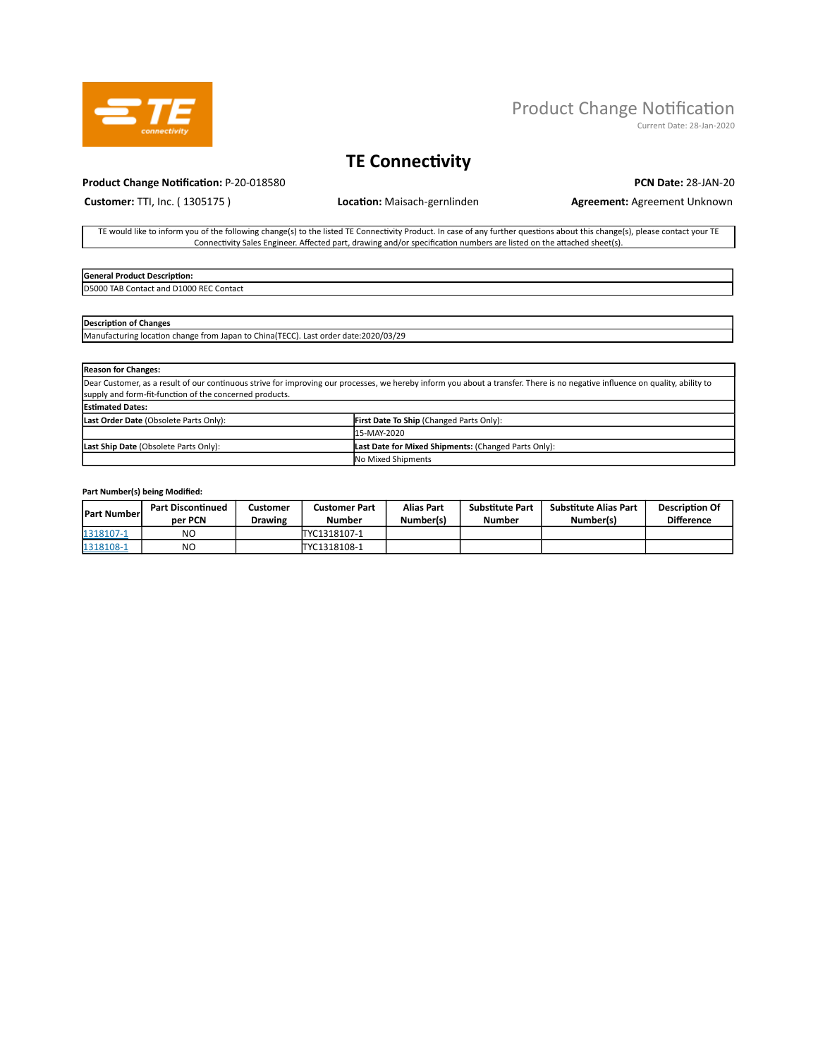Product Change Notification

Current Date: 28-Jan-2020

# TE Connectivity

**Product Change Notification:** P-20-018580

**PCN Date:** 28-JAN-20

**Customer:** TTI, Inc. ( 1305175 )

**Location:** Maisach-gernlinden

**Agreement:** Agreement Unknown

TE would like to inform you of the following change(s) to the listed TE Connectivity Product. In case of any further questions about this change(s), please contact your TE Connectivity Sales Engineer. Affected part, drawing and/or specification numbers are listed on the attached sheet(s).

| **General Product Description:** |
|---|
| D5000 TAB Contact and D1000 REC Contact |

| **Description of Changes** |
|---|
| Manufacturing location change from Japan to China(TECC). Last order date:2020/03/29 |

| **Reason for Changes:** | |
|---|---|
| Dear Customer, as a result of our continuous strive for improving our processes, we hereby inform you about a transfer. There is no negative influence on quality, ability to supply and form-fit-function of the concerned products. | |
| **Estimated Dates:** | |
| **Last Order Date** (Obsolete Parts Only): | **First Date To Ship** (Changed Parts Only): |
| | 15-MAY-2020 |
| **Last Ship Date** (Obsolete Parts Only): | **Last Date for Mixed Shipments:** (Changed Parts Only): |
| | No Mixed Shipments |

**Part Number(s) being Modified:**

| Part Number | Part Discontinued per PCN | Customer Drawing | Customer Part Number | Alias Part Number(s) | Substitute Part Number | Substitute Alias Part Number(s) | Description Of Difference |
|---|---|---|---|---|---|---|---|
| 1318107-1 | NO | | TYC1318107-1 | | | | |
| 1318108-1 | NO | | TYC1318108-1 | | | | |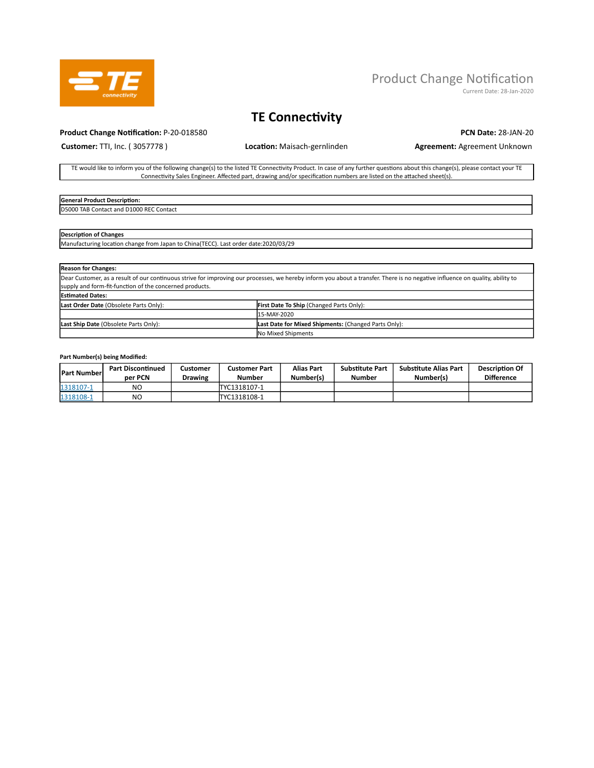# Product Change Notification

Current Date: 28-Jan-2020

## TE Connectivity

**Product Change Notification:** P-20-018580

**PCN Date:** 28-JAN-20

**Customer:** TTI, Inc. ( 3057778 )

**Location:** Maisach-gernlinden

**Agreement:** Agreement Unknown

TE would like to inform you of the following change(s) to the listed TE Connectivity Product. In case of any further questions about this change(s), please contact your TE Connectivity Sales Engineer. Affected part, drawing and/or specification numbers are listed on the attached sheet(s).

| **General Product Description:** |
|---|
| D5000 TAB Contact and D1000 REC Contact |

| **Description of Changes** |
|---|
| Manufacturing location change from Japan to China(TECC). Last order date:2020/03/29 |

| **Reason for Changes:** | |
|---|---|
| Dear Customer, as a result of our continuous strive for improving our processes, we hereby inform you about a transfer. There is no negative influence on quality, ability to supply and form-fit-function of the concerned products. | |
| **Estimated Dates:** | |
| **Last Order Date** (Obsolete Parts Only): | **First Date To Ship** (Changed Parts Only): |
| | 15-MAY-2020 |
| **Last Ship Date** (Obsolete Parts Only): | **Last Date for Mixed Shipments:** (Changed Parts Only): |
| | No Mixed Shipments |

**Part Number(s) being Modified:**

| Part Number | Part Discontinued per PCN | Customer Drawing | Customer Part Number | Alias Part Number(s) | Substitute Part Number | Substitute Alias Part Number(s) | Description Of Difference |
|---|---|---|---|---|---|---|---|
| 1318107-1 | NO | | TYC1318107-1 | | | | |
| 1318108-1 | NO | | TYC1318108-1 | | | | |